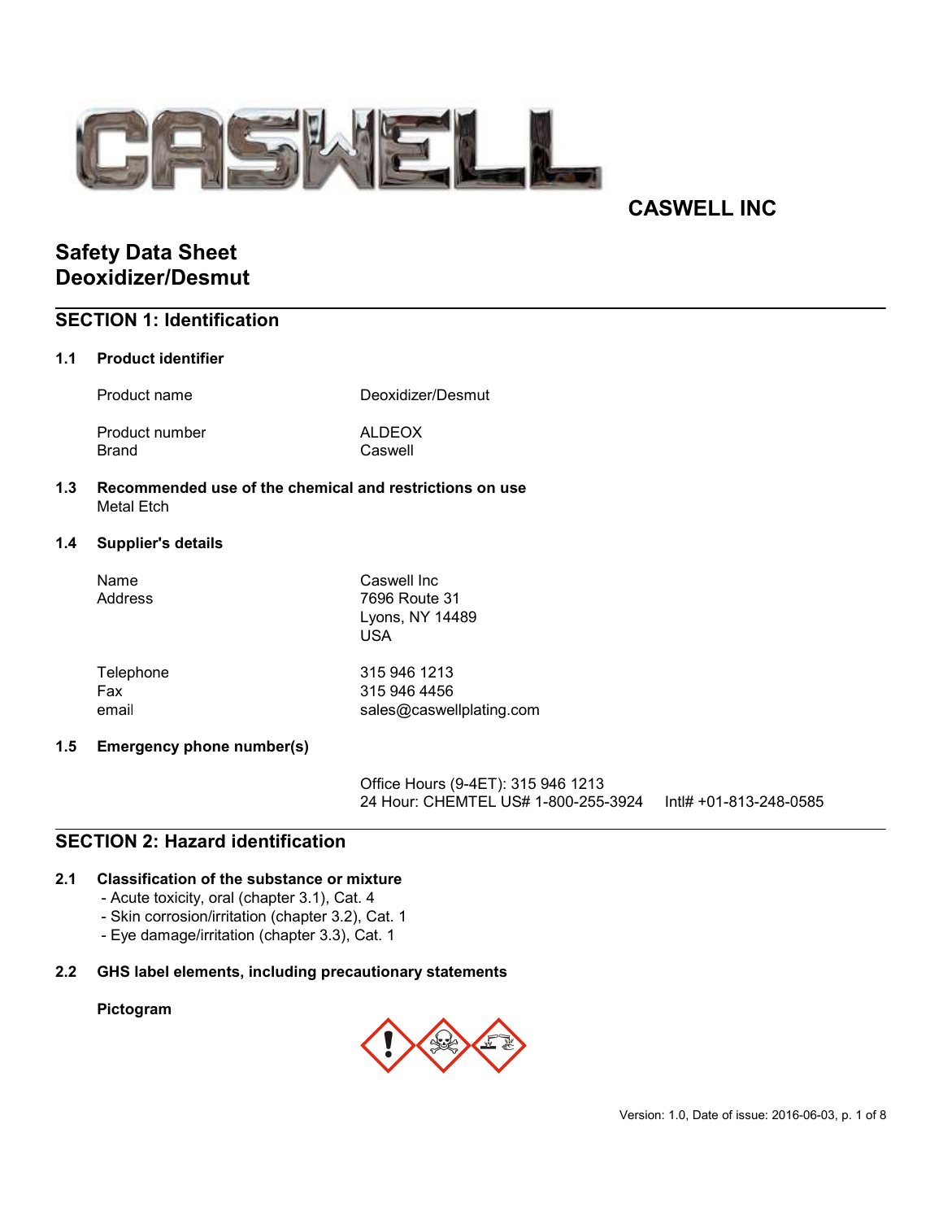CASWELL INC

# Safety Data Sheet
# Deoxidizer/Desmut

## SECTION 1: Identification

### 1.1 Product identifier

| | |
|---|---|
| Product name | Deoxidizer/Desmut |
| Product number | ALDEOX |
| Brand | Caswell |

### 1.3 Recommended use of the chemical and restrictions on use

Metal Etch

### 1.4 Supplier's details

| | |
|---|---|
| Name | Caswell Inc |
| Address | 7696 Route 31<br>Lyons, NY 14489<br>USA |
| Telephone | 315 946 1213 |
| Fax | 315 946 4456 |
| email | sales@caswellplating.com |

### 1.5 Emergency phone number(s)

Office Hours (9-4ET): 315 946 1213
24 Hour: CHEMTEL US# 1-800-255-3924 Intl# +01-813-248-0585

## SECTION 2: Hazard identification

### 2.1 Classification of the substance or mixture

- Acute toxicity, oral (chapter 3.1), Cat. 4
- Skin corrosion/irritation (chapter 3.2), Cat. 1
- Eye damage/irritation (chapter 3.3), Cat. 1

### 2.2 GHS label elements, including precautionary statements

**Pictogram**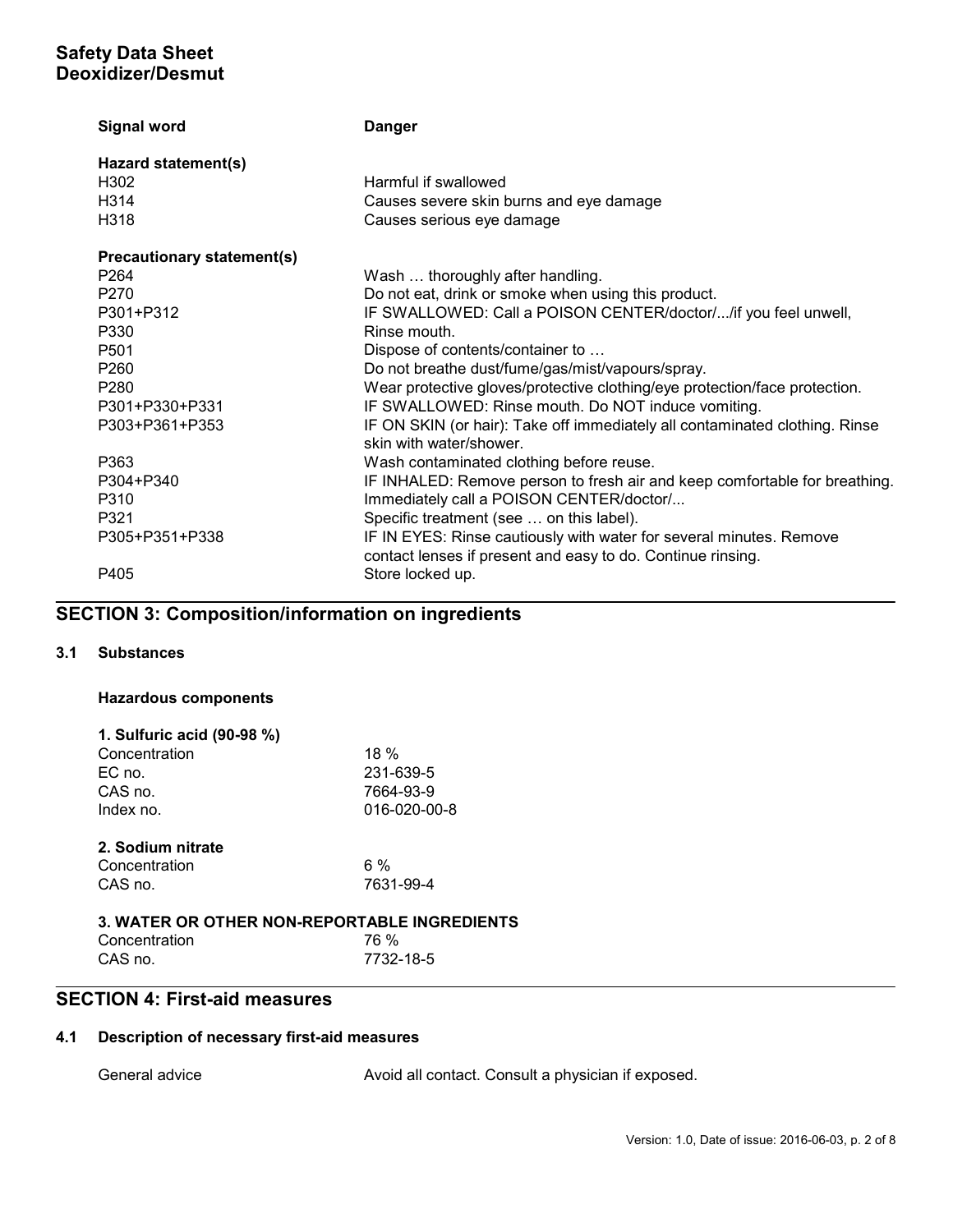| **Signal word** | **Danger** |
|---|---|
| **Hazard statement(s)** | |
| H302 | Harmful if swallowed |
| H314 | Causes severe skin burns and eye damage |
| H318 | Causes serious eye damage |
| **Precautionary statement(s)** | |
| P264 | Wash … thoroughly after handling. |
| P270 | Do not eat, drink or smoke when using this product. |
| P301+P312 | IF SWALLOWED: Call a POISON CENTER/doctor/.../if you feel unwell, |
| P330 | Rinse mouth. |
| P501 | Dispose of contents/container to … |
| P260 | Do not breathe dust/fume/gas/mist/vapours/spray. |
| P280 | Wear protective gloves/protective clothing/eye protection/face protection. |
| P301+P330+P331 | IF SWALLOWED: Rinse mouth. Do NOT induce vomiting. |
| P303+P361+P353 | IF ON SKIN (or hair): Take off immediately all contaminated clothing. Rinse skin with water/shower. |
| P363 | Wash contaminated clothing before reuse. |
| P304+P340 | IF INHALED: Remove person to fresh air and keep comfortable for breathing. |
| P310 | Immediately call a POISON CENTER/doctor/... |
| P321 | Specific treatment (see … on this label). |
| P305+P351+P338 | IF IN EYES: Rinse cautiously with water for several minutes. Remove contact lenses if present and easy to do. Continue rinsing. |
| P405 | Store locked up. |

## SECTION 3: Composition/information on ingredients

### 3.1 Substances

**Hazardous components**

**1. Sulfuric acid (90-98 %)**

| | |
|---|---|
| Concentration | 18 % |
| EC no. | 231-639-5 |
| CAS no. | 7664-93-9 |
| Index no. | 016-020-00-8 |

**2. Sodium nitrate**

| | |
|---|---|
| Concentration | 6 % |
| CAS no. | 7631-99-4 |

**3. WATER OR OTHER NON-REPORTABLE INGREDIENTS**

| | |
|---|---|
| Concentration | 76 % |
| CAS no. | 7732-18-5 |

## SECTION 4: First-aid measures

### 4.1 Description of necessary first-aid measures

General advice — Avoid all contact. Consult a physician if exposed.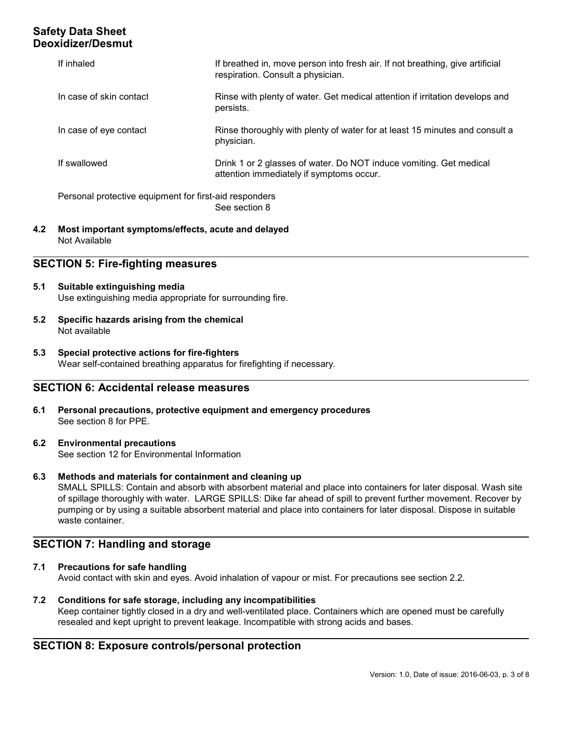| | |
|---|---|
| If inhaled | If breathed in, move person into fresh air. If not breathing, give artificial respiration. Consult a physician. |
| In case of skin contact | Rinse with plenty of water. Get medical attention if irritation develops and persists. |
| In case of eye contact | Rinse thoroughly with plenty of water for at least 15 minutes and consult a physician. |
| If swallowed | Drink 1 or 2 glasses of water. Do NOT induce vomiting. Get medical attention immediately if symptoms occur. |

Personal protective equipment for first-aid responders
See section 8

**4.2 Most important symptoms/effects, acute and delayed**
Not Available

## SECTION 5: Fire-fighting measures

**5.1 Suitable extinguishing media**
Use extinguishing media appropriate for surrounding fire.

**5.2 Specific hazards arising from the chemical**
Not available

**5.3 Special protective actions for fire-fighters**
Wear self-contained breathing apparatus for firefighting if necessary.

## SECTION 6: Accidental release measures

**6.1 Personal precautions, protective equipment and emergency procedures**
See section 8 for PPE.

**6.2 Environmental precautions**
See section 12 for Environmental Information

**6.3 Methods and materials for containment and cleaning up**
SMALL SPILLS: Contain and absorb with absorbent material and place into containers for later disposal. Wash site of spillage thoroughly with water. LARGE SPILLS: Dike far ahead of spill to prevent further movement. Recover by pumping or by using a suitable absorbent material and place into containers for later disposal. Dispose in suitable waste container.

## SECTION 7: Handling and storage

**7.1 Precautions for safe handling**
Avoid contact with skin and eyes. Avoid inhalation of vapour or mist. For precautions see section 2.2.

**7.2 Conditions for safe storage, including any incompatibilities**
Keep container tightly closed in a dry and well-ventilated place. Containers which are opened must be carefully resealed and kept upright to prevent leakage. Incompatible with strong acids and bases.

## SECTION 8: Exposure controls/personal protection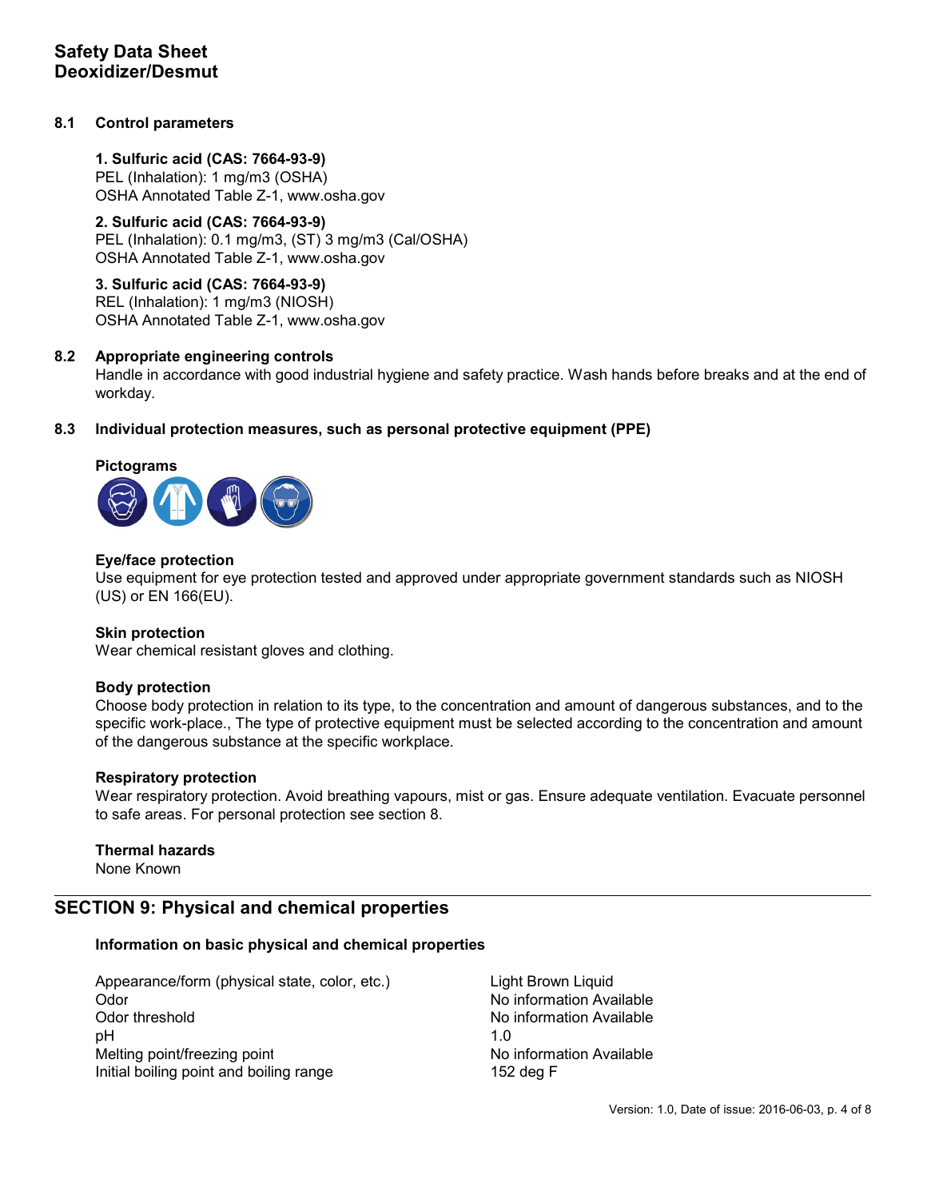### 8.1 Control parameters

**1. Sulfuric acid (CAS: 7664-93-9)**
PEL (Inhalation): 1 mg/m3 (OSHA)
OSHA Annotated Table Z-1, www.osha.gov

**2. Sulfuric acid (CAS: 7664-93-9)**
PEL (Inhalation): 0.1 mg/m3, (ST) 3 mg/m3 (Cal/OSHA)
OSHA Annotated Table Z-1, www.osha.gov

**3. Sulfuric acid (CAS: 7664-93-9)**
REL (Inhalation): 1 mg/m3 (NIOSH)
OSHA Annotated Table Z-1, www.osha.gov

### 8.2 Appropriate engineering controls

Handle in accordance with good industrial hygiene and safety practice. Wash hands before breaks and at the end of workday.

### 8.3 Individual protection measures, such as personal protective equipment (PPE)

**Pictograms**

**Eye/face protection**
Use equipment for eye protection tested and approved under appropriate government standards such as NIOSH (US) or EN 166(EU).

**Skin protection**
Wear chemical resistant gloves and clothing.

**Body protection**
Choose body protection in relation to its type, to the concentration and amount of dangerous substances, and to the specific work-place., The type of protective equipment must be selected according to the concentration and amount of the dangerous substance at the specific workplace.

**Respiratory protection**
Wear respiratory protection. Avoid breathing vapours, mist or gas. Ensure adequate ventilation. Evacuate personnel to safe areas. For personal protection see section 8.

**Thermal hazards**
None Known

## SECTION 9: Physical and chemical properties

**Information on basic physical and chemical properties**

| | |
|---|---|
| Appearance/form (physical state, color, etc.) | Light Brown Liquid |
| Odor | No information Available |
| Odor threshold | No information Available |
| pH | 1.0 |
| Melting point/freezing point | No information Available |
| Initial boiling point and boiling range | 152 deg F |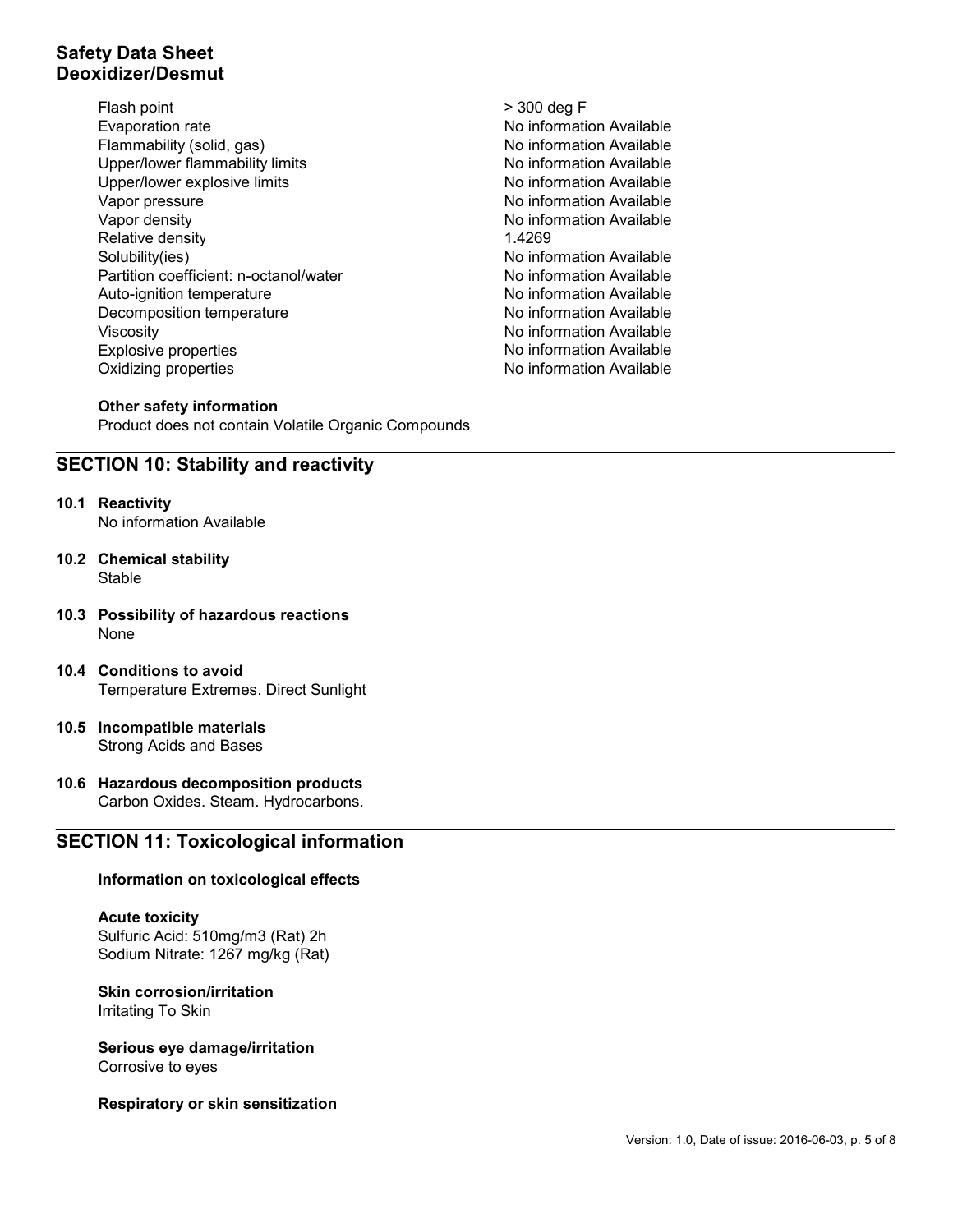| Property | Value |
| --- | --- |
| Flash point | > 300 deg F |
| Evaporation rate | No information Available |
| Flammability (solid, gas) | No information Available |
| Upper/lower flammability limits | No information Available |
| Upper/lower explosive limits | No information Available |
| Vapor pressure | No information Available |
| Vapor density | No information Available |
| Relative density | 1.4269 |
| Solubility(ies) | No information Available |
| Partition coefficient: n-octanol/water | No information Available |
| Auto-ignition temperature | No information Available |
| Decomposition temperature | No information Available |
| Viscosity | No information Available |
| Explosive properties | No information Available |
| Oxidizing properties | No information Available |

**Other safety information**

Product does not contain Volatile Organic Compounds

## SECTION 10: Stability and reactivity

**10.1 Reactivity**

No information Available

**10.2 Chemical stability**

Stable

**10.3 Possibility of hazardous reactions**

None

**10.4 Conditions to avoid**

Temperature Extremes. Direct Sunlight

**10.5 Incompatible materials**

Strong Acids and Bases

**10.6 Hazardous decomposition products**

Carbon Oxides. Steam. Hydrocarbons.

## SECTION 11: Toxicological information

**Information on toxicological effects**

**Acute toxicity**

Sulfuric Acid: 510mg/m3 (Rat) 2h

Sodium Nitrate: 1267 mg/kg (Rat)

**Skin corrosion/irritation**

Irritating To Skin

**Serious eye damage/irritation**

Corrosive to eyes

**Respiratory or skin sensitization**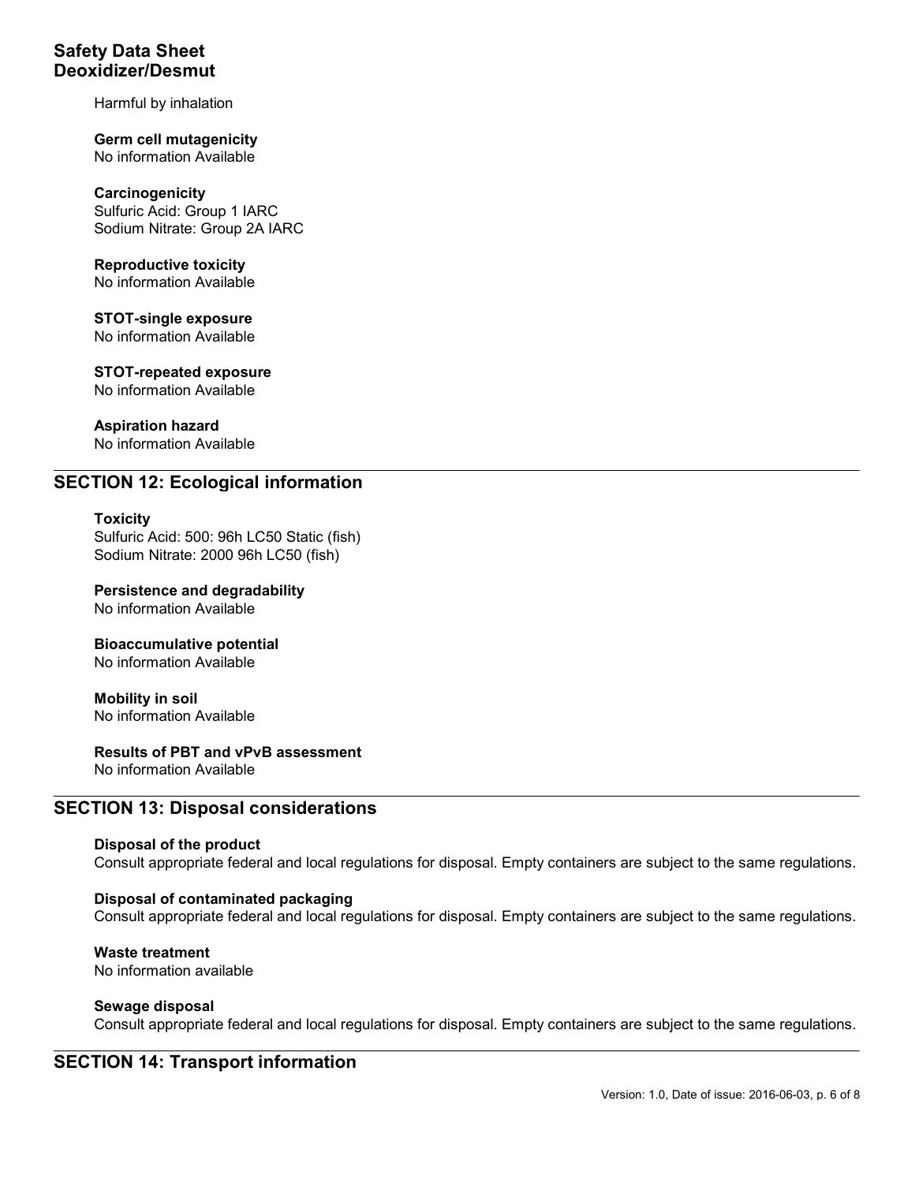Harmful by inhalation

**Germ cell mutagenicity**
No information Available

**Carcinogenicity**
Sulfuric Acid: Group 1 IARC
Sodium Nitrate: Group 2A IARC

**Reproductive toxicity**
No information Available

**STOT-single exposure**
No information Available

**STOT-repeated exposure**
No information Available

**Aspiration hazard**
No information Available

## SECTION 12: Ecological information

**Toxicity**
Sulfuric Acid: 500: 96h LC50 Static (fish)
Sodium Nitrate: 2000 96h LC50 (fish)

**Persistence and degradability**
No information Available

**Bioaccumulative potential**
No information Available

**Mobility in soil**
No information Available

**Results of PBT and vPvB assessment**
No information Available

## SECTION 13: Disposal considerations

**Disposal of the product**
Consult appropriate federal and local regulations for disposal. Empty containers are subject to the same regulations.

**Disposal of contaminated packaging**
Consult appropriate federal and local regulations for disposal. Empty containers are subject to the same regulations.

**Waste treatment**
No information available

**Sewage disposal**
Consult appropriate federal and local regulations for disposal. Empty containers are subject to the same regulations.

## SECTION 14: Transport information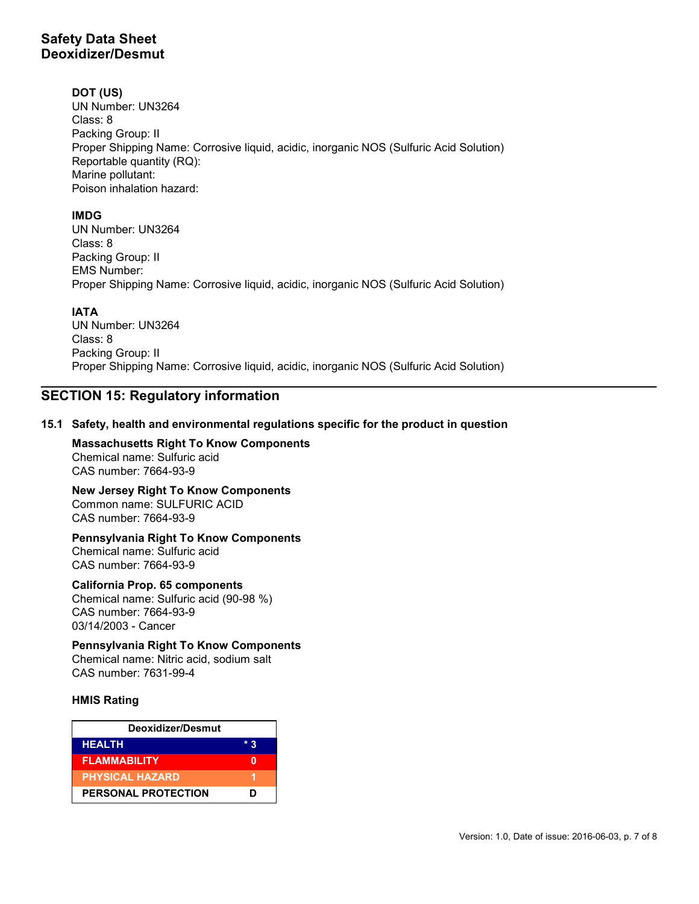**DOT (US)**
UN Number: UN3264
Class: 8
Packing Group: II
Proper Shipping Name: Corrosive liquid, acidic, inorganic NOS (Sulfuric Acid Solution)
Reportable quantity (RQ):
Marine pollutant:
Poison inhalation hazard:

**IMDG**
UN Number: UN3264
Class: 8
Packing Group: II
EMS Number:
Proper Shipping Name: Corrosive liquid, acidic, inorganic NOS (Sulfuric Acid Solution)

**IATA**
UN Number: UN3264
Class: 8
Packing Group: II
Proper Shipping Name: Corrosive liquid, acidic, inorganic NOS (Sulfuric Acid Solution)

## SECTION 15: Regulatory information

### 15.1 Safety, health and environmental regulations specific for the product in question

**Massachusetts Right To Know Components**
Chemical name: Sulfuric acid
CAS number: 7664-93-9

**New Jersey Right To Know Components**
Common name: SULFURIC ACID
CAS number: 7664-93-9

**Pennsylvania Right To Know Components**
Chemical name: Sulfuric acid
CAS number: 7664-93-9

**California Prop. 65 components**
Chemical name: Sulfuric acid (90-98 %)
CAS number: 7664-93-9
03/14/2003 - Cancer

**Pennsylvania Right To Know Components**
Chemical name: Nitric acid, sodium salt
CAS number: 7631-99-4

**HMIS Rating**

| Deoxidizer/Desmut | |
|---|---|
| HEALTH | * 3 |
| FLAMMABILITY | 0 |
| PHYSICAL HAZARD | 1 |
| PERSONAL PROTECTION | D |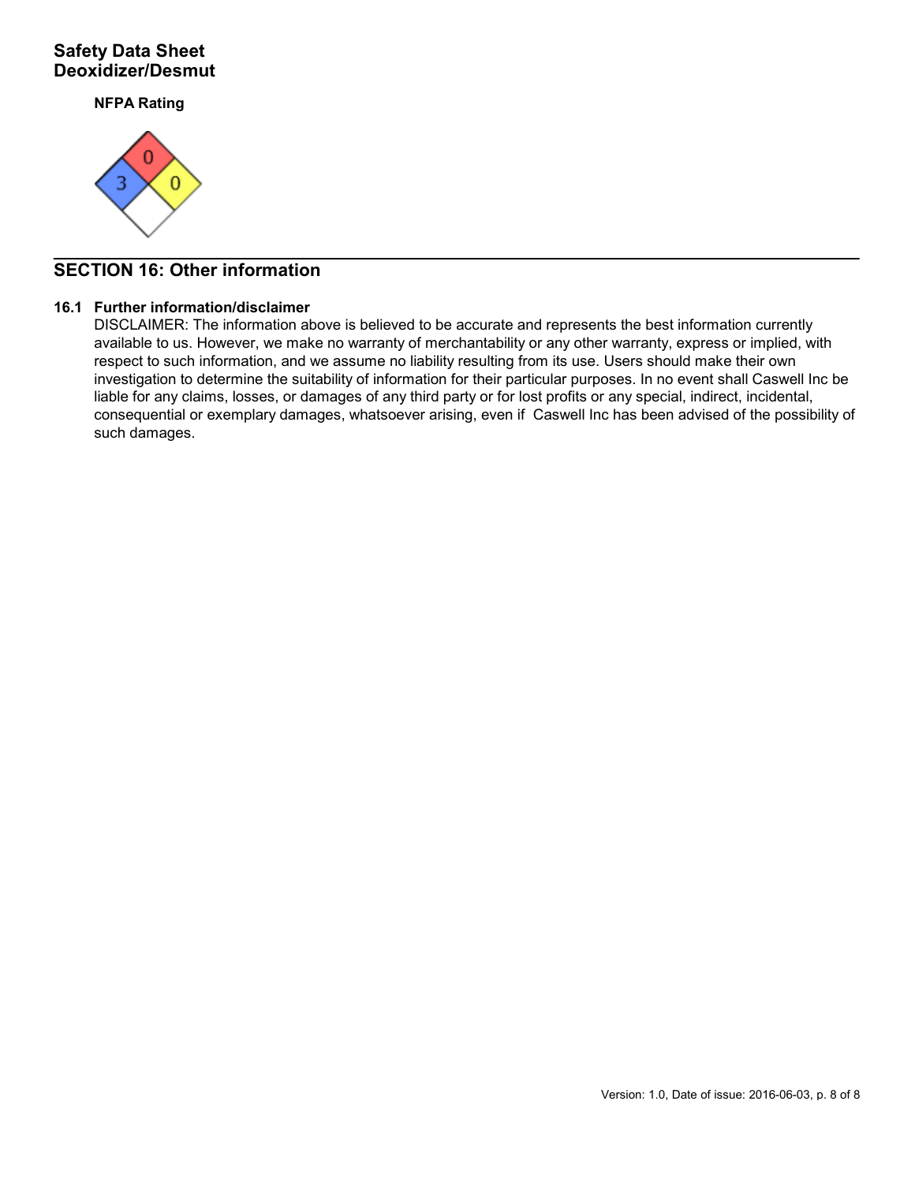**NFPA Rating**

0

3 0

## SECTION 16: Other information

**16.1 Further information/disclaimer**

DISCLAIMER: The information above is believed to be accurate and represents the best information currently available to us. However, we make no warranty of merchantability or any other warranty, express or implied, with respect to such information, and we assume no liability resulting from its use. Users should make their own investigation to determine the suitability of information for their particular purposes. In no event shall Caswell Inc be liable for any claims, losses, or damages of any third party or for lost profits or any special, indirect, incidental, consequential or exemplary damages, whatsoever arising, even if Caswell Inc has been advised of the possibility of such damages.